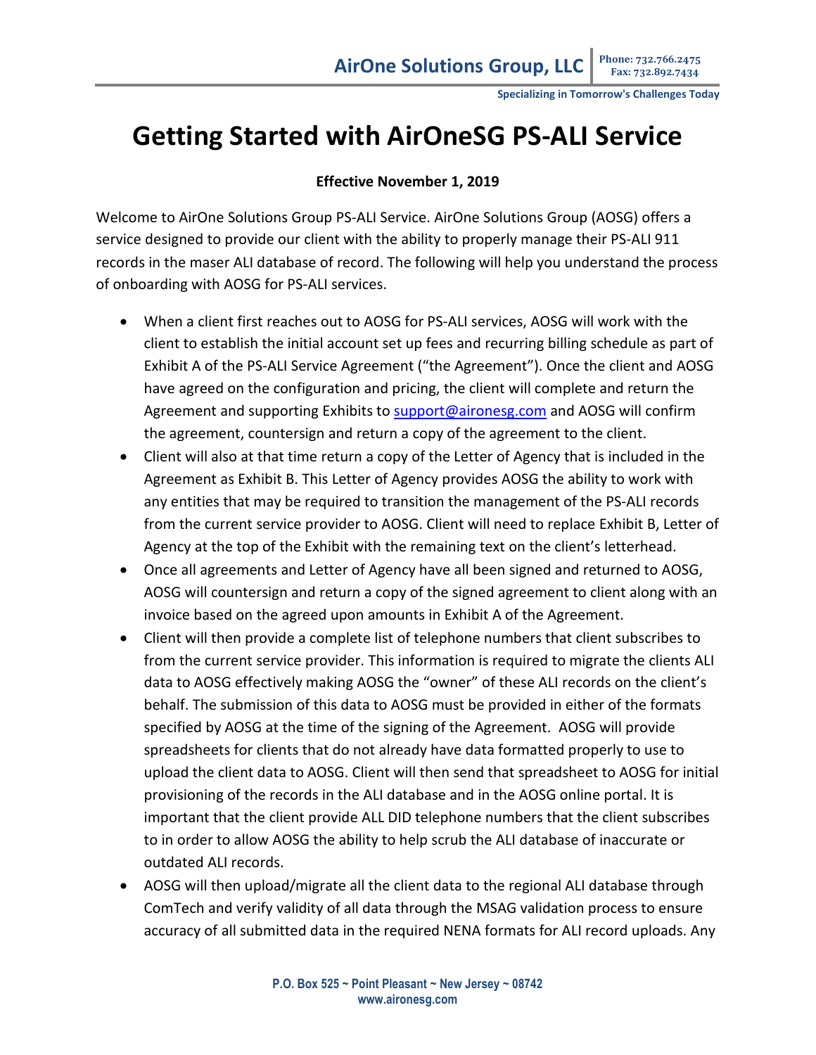# Getting Started with AirOneSG PS-ALI Service

**Effective November 1, 2019**

Welcome to AirOne Solutions Group PS-ALI Service. AirOne Solutions Group (AOSG) offers a service designed to provide our client with the ability to properly manage their PS-ALI 911 records in the maser ALI database of record. The following will help you understand the process of onboarding with AOSG for PS-ALI services.

- When a client first reaches out to AOSG for PS-ALI services, AOSG will work with the client to establish the initial account set up fees and recurring billing schedule as part of Exhibit A of the PS-ALI Service Agreement ("the Agreement"). Once the client and AOSG have agreed on the configuration and pricing, the client will complete and return the Agreement and supporting Exhibits to support@aironesg.com and AOSG will confirm the agreement, countersign and return a copy of the agreement to the client.
- Client will also at that time return a copy of the Letter of Agency that is included in the Agreement as Exhibit B. This Letter of Agency provides AOSG the ability to work with any entities that may be required to transition the management of the PS-ALI records from the current service provider to AOSG. Client will need to replace Exhibit B, Letter of Agency at the top of the Exhibit with the remaining text on the client's letterhead.
- Once all agreements and Letter of Agency have all been signed and returned to AOSG, AOSG will countersign and return a copy of the signed agreement to client along with an invoice based on the agreed upon amounts in Exhibit A of the Agreement.
- Client will then provide a complete list of telephone numbers that client subscribes to from the current service provider. This information is required to migrate the clients ALI data to AOSG effectively making AOSG the "owner" of these ALI records on the client's behalf. The submission of this data to AOSG must be provided in either of the formats specified by AOSG at the time of the signing of the Agreement. AOSG will provide spreadsheets for clients that do not already have data formatted properly to use to upload the client data to AOSG. Client will then send that spreadsheet to AOSG for initial provisioning of the records in the ALI database and in the AOSG online portal. It is important that the client provide ALL DID telephone numbers that the client subscribes to in order to allow AOSG the ability to help scrub the ALI database of inaccurate or outdated ALI records.
- AOSG will then upload/migrate all the client data to the regional ALI database through ComTech and verify validity of all data through the MSAG validation process to ensure accuracy of all submitted data in the required NENA formats for ALI record uploads. Any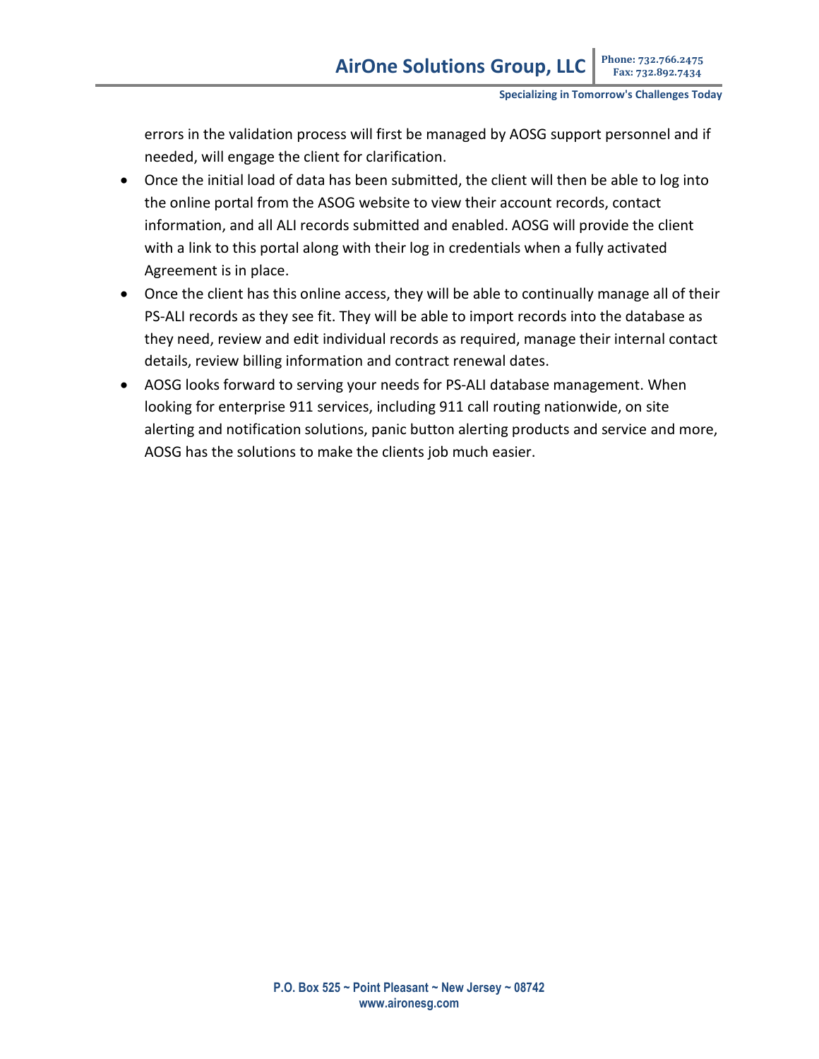errors in the validation process will first be managed by AOSG support personnel and if needed, will engage the client for clarification.

- Once the initial load of data has been submitted, the client will then be able to log into the online portal from the ASOG website to view their account records, contact information, and all ALI records submitted and enabled. AOSG will provide the client with a link to this portal along with their log in credentials when a fully activated Agreement is in place.
- Once the client has this online access, they will be able to continually manage all of their PS-ALI records as they see fit. They will be able to import records into the database as they need, review and edit individual records as required, manage their internal contact details, review billing information and contract renewal dates.
- AOSG looks forward to serving your needs for PS-ALI database management. When looking for enterprise 911 services, including 911 call routing nationwide, on site alerting and notification solutions, panic button alerting products and service and more, AOSG has the solutions to make the clients job much easier.